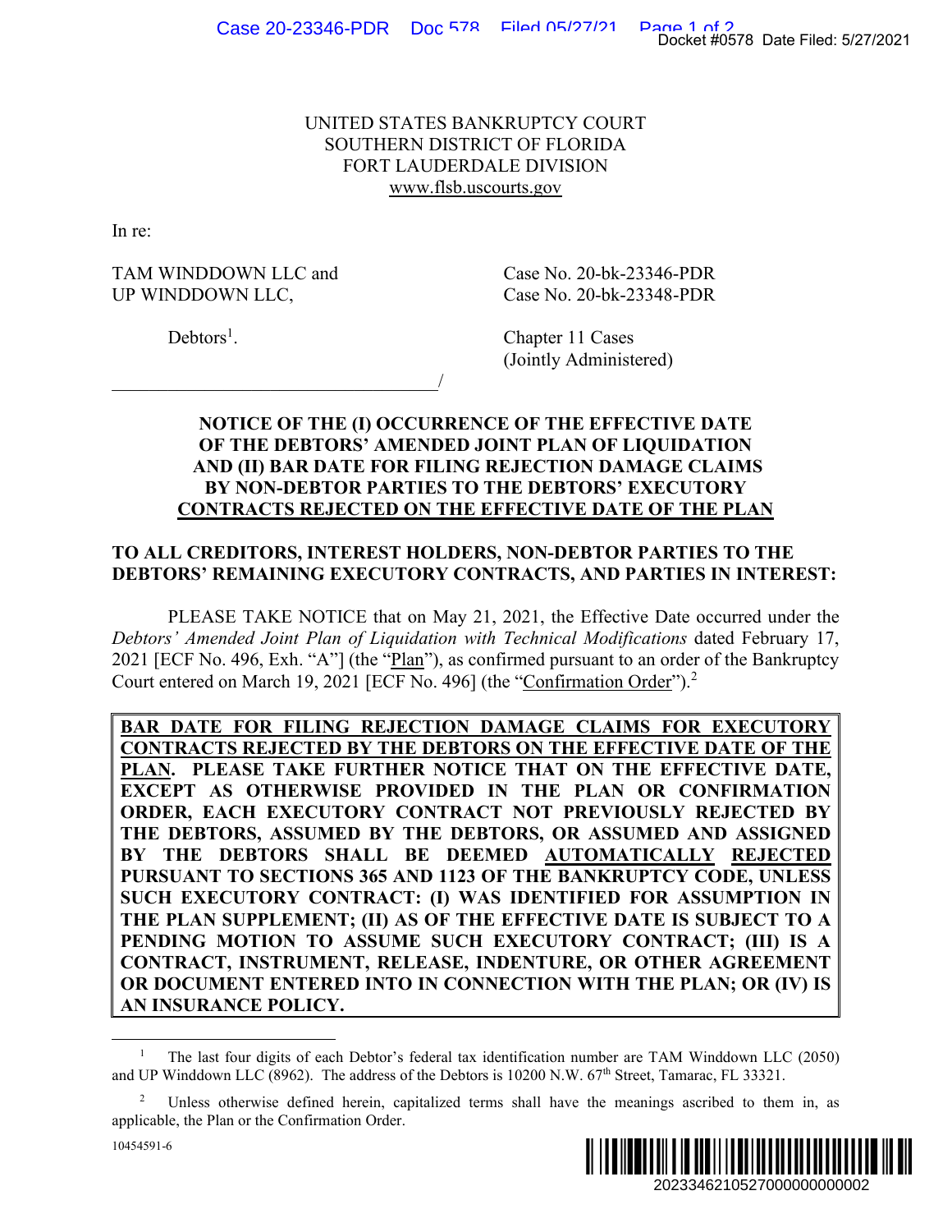UNITED STATES BANKRUPTCY COURT
SOUTHERN DISTRICT OF FLORIDA
FORT LAUDERDALE DIVISION
www.flsb.uscourts.gov

In re:

TAM WINDDOWN LLC and
UP WINDDOWN LLC,

Debtors[1].

Case No. 20-bk-23346-PDR
Case No. 20-bk-23348-PDR

Chapter 11 Cases
(Jointly Administered)

/

**NOTICE OF THE (I) OCCURRENCE OF THE EFFECTIVE DATE OF THE DEBTORS' AMENDED JOINT PLAN OF LIQUIDATION AND (II) BAR DATE FOR FILING REJECTION DAMAGE CLAIMS BY NON-DEBTOR PARTIES TO THE DEBTORS' EXECUTORY CONTRACTS REJECTED ON THE EFFECTIVE DATE OF THE PLAN**

**TO ALL CREDITORS, INTEREST HOLDERS, NON-DEBTOR PARTIES TO THE DEBTORS' REMAINING EXECUTORY CONTRACTS, AND PARTIES IN INTEREST:**

PLEASE TAKE NOTICE that on May 21, 2021, the Effective Date occurred under the *Debtors' Amended Joint Plan of Liquidation with Technical Modifications* dated February 17, 2021 [ECF No. 496, Exh. "A"] (the "Plan"), as confirmed pursuant to an order of the Bankruptcy Court entered on March 19, 2021 [ECF No. 496] (the "Confirmation Order").[2]

**BAR DATE FOR FILING REJECTION DAMAGE CLAIMS FOR EXECUTORY CONTRACTS REJECTED BY THE DEBTORS ON THE EFFECTIVE DATE OF THE PLAN. PLEASE TAKE FURTHER NOTICE THAT ON THE EFFECTIVE DATE, EXCEPT AS OTHERWISE PROVIDED IN THE PLAN OR CONFIRMATION ORDER, EACH EXECUTORY CONTRACT NOT PREVIOUSLY REJECTED BY THE DEBTORS, ASSUMED BY THE DEBTORS, OR ASSUMED AND ASSIGNED BY THE DEBTORS SHALL BE DEEMED AUTOMATICALLY REJECTED PURSUANT TO SECTIONS 365 AND 1123 OF THE BANKRUPTCY CODE, UNLESS SUCH EXECUTORY CONTRACT: (I) WAS IDENTIFIED FOR ASSUMPTION IN THE PLAN SUPPLEMENT; (II) AS OF THE EFFECTIVE DATE IS SUBJECT TO A PENDING MOTION TO ASSUME SUCH EXECUTORY CONTRACT; (III) IS A CONTRACT, INSTRUMENT, RELEASE, INDENTURE, OR OTHER AGREEMENT OR DOCUMENT ENTERED INTO IN CONNECTION WITH THE PLAN; OR (IV) IS AN INSURANCE POLICY.**

[1] The last four digits of each Debtor's federal tax identification number are TAM Winddown LLC (2050) and UP Winddown LLC (8962). The address of the Debtors is 10200 N.W. 67th Street, Tamarac, FL 33321.

[2] Unless otherwise defined herein, capitalized terms shall have the meanings ascribed to them in, as applicable, the Plan or the Confirmation Order.

10454591-6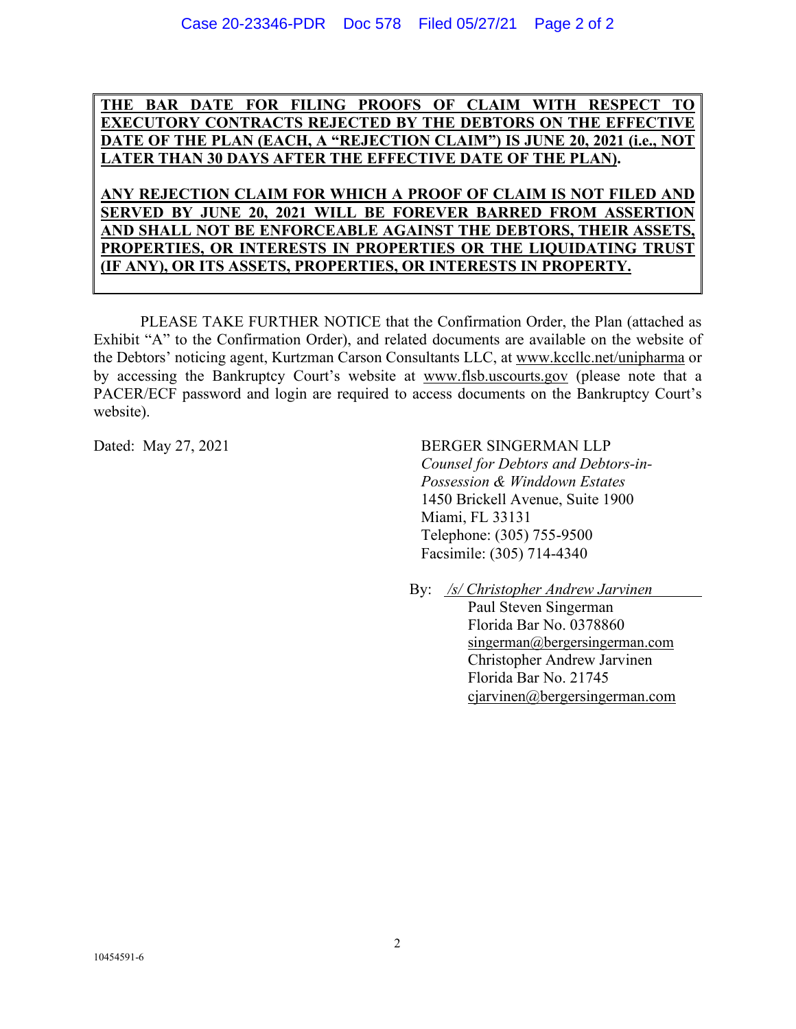**THE BAR DATE FOR FILING PROOFS OF CLAIM WITH RESPECT TO EXECUTORY CONTRACTS REJECTED BY THE DEBTORS ON THE EFFECTIVE DATE OF THE PLAN (EACH, A "REJECTION CLAIM") IS JUNE 20, 2021 (i.e., NOT LATER THAN 30 DAYS AFTER THE EFFECTIVE DATE OF THE PLAN).**

**ANY REJECTION CLAIM FOR WHICH A PROOF OF CLAIM IS NOT FILED AND SERVED BY JUNE 20, 2021 WILL BE FOREVER BARRED FROM ASSERTION AND SHALL NOT BE ENFORCEABLE AGAINST THE DEBTORS, THEIR ASSETS, PROPERTIES, OR INTERESTS IN PROPERTIES OR THE LIQUIDATING TRUST (IF ANY), OR ITS ASSETS, PROPERTIES, OR INTERESTS IN PROPERTY.**

PLEASE TAKE FURTHER NOTICE that the Confirmation Order, the Plan (attached as Exhibit "A" to the Confirmation Order), and related documents are available on the website of the Debtors' noticing agent, Kurtzman Carson Consultants LLC, at www.kccllc.net/unipharma or by accessing the Bankruptcy Court's website at www.flsb.uscourts.gov (please note that a PACER/ECF password and login are required to access documents on the Bankruptcy Court's website).

Dated: May 27, 2021

BERGER SINGERMAN LLP
*Counsel for Debtors and Debtors-in-Possession & Winddown Estates*
1450 Brickell Avenue, Suite 1900
Miami, FL 33131
Telephone: (305) 755-9500
Facsimile: (305) 714-4340

By: */s/ Christopher Andrew Jarvinen*
Paul Steven Singerman
Florida Bar No. 0378860
singerman@bergersingerman.com
Christopher Andrew Jarvinen
Florida Bar No. 21745
cjarvinen@bergersingerman.com

10454591-6